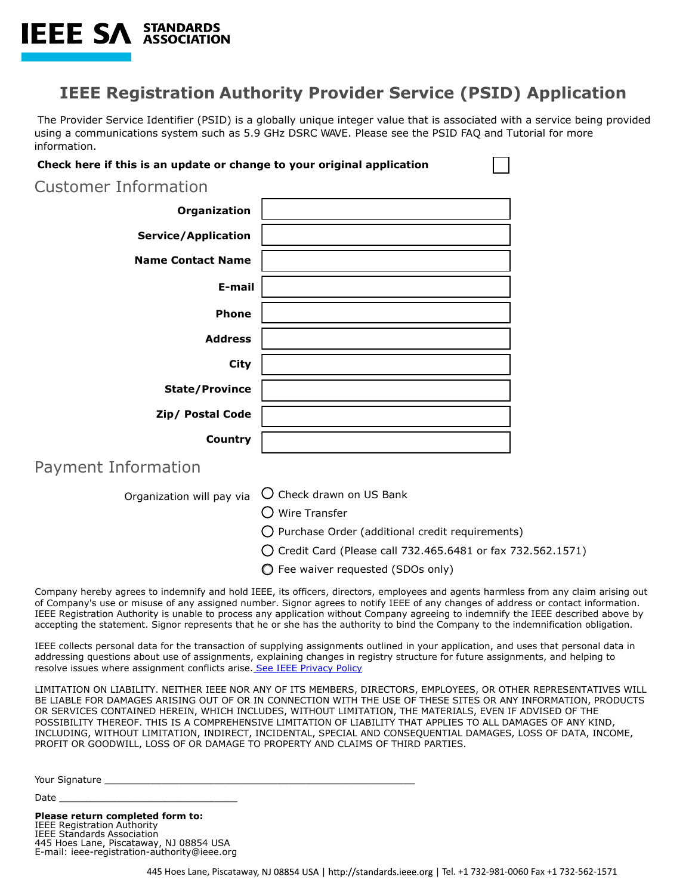IEEE SA STANDARDS ASSOCIATION

# IEEE Registration Authority Provider Service (PSID) Application

The Provider Service Identifier (PSID) is a globally unique integer value that is associated with a service being provided using a communications system such as 5.9 GHz DSRC WAVE. Please see the PSID FAQ and Tutorial for more information.

**Check here if this is an update or change to your original application** ☐

## Customer Information

| | |
|---|---|
| **Organization** | |
| **Service/Application** | |
| **Name Contact Name** | |
| **E-mail** | |
| **Phone** | |
| **Address** | |
| **City** | |
| **State/Province** | |
| **Zip/ Postal Code** | |
| **Country** | |

## Payment Information

Organization will pay via

- ◯ Check drawn on US Bank
- ◯ Wire Transfer
- ◯ Purchase Order (additional credit requirements)
- ◯ Credit Card (Please call 732.465.6481 or fax 732.562.1571)
- ◯ Fee waiver requested (SDOs only)

Company hereby agrees to indemnify and hold IEEE, its officers, directors, employees and agents harmless from any claim arising out of Company's use or misuse of any assigned number. Signor agrees to notify IEEE of any changes of address or contact information. IEEE Registration Authority is unable to process any application without Company agreeing to indemnify the IEEE described above by accepting the statement. Signor represents that he or she has the authority to bind the Company to the indemnification obligation.

IEEE collects personal data for the transaction of supplying assignments outlined in your application, and uses that personal data in addressing questions about use of assignments, explaining changes in registry structure for future assignments, and helping to resolve issues where assignment conflicts arise. See IEEE Privacy Policy

LIMITATION ON LIABILITY. NEITHER IEEE NOR ANY OF ITS MEMBERS, DIRECTORS, EMPLOYEES, OR OTHER REPRESENTATIVES WILL BE LIABLE FOR DAMAGES ARISING OUT OF OR IN CONNECTION WITH THE USE OF THESE SITES OR ANY INFORMATION, PRODUCTS OR SERVICES CONTAINED HEREIN, WHICH INCLUDES, WITHOUT LIMITATION, THE MATERIALS, EVEN IF ADVISED OF THE POSSIBILITY THEREOF. THIS IS A COMPREHENSIVE LIMITATION OF LIABILITY THAT APPLIES TO ALL DAMAGES OF ANY KIND, INCLUDING, WITHOUT LIMITATION, INDIRECT, INCIDENTAL, SPECIAL AND CONSEQUENTIAL DAMAGES, LOSS OF DATA, INCOME, PROFIT OR GOODWILL, LOSS OF OR DAMAGE TO PROPERTY AND CLAIMS OF THIRD PARTIES.

Your Signature ______________________________________________________

Date ________________________________

**Please return completed form to:**
IEEE Registration Authority
IEEE Standards Association
445 Hoes Lane, Piscataway, NJ 08854 USA
E-mail: ieee-registration-authority@ieee.org

445 Hoes Lane, Piscataway, NJ 08854 USA | http://standards.ieee.org | Tel. +1 732-981-0060 Fax +1 732-562-1571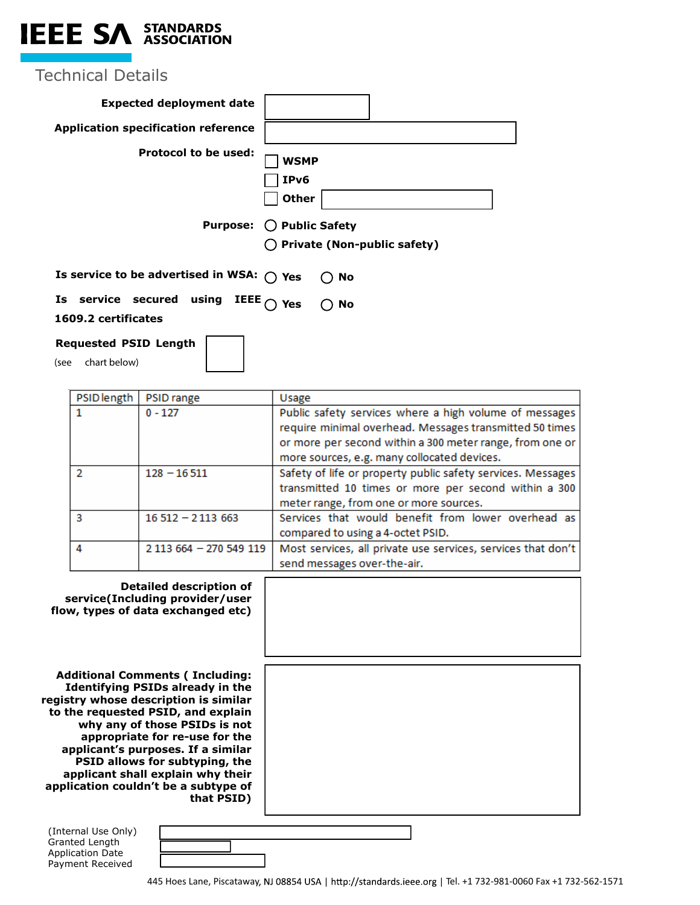IEEE SA STANDARDS ASSOCIATION

## Technical Details

**Expected deployment date**

**Application specification reference**

**Protocol to be used:**

- ☐ **WSMP**
- ☐ **IPv6**
- ☐ **Other**

**Purpose:**

- ◯ **Public Safety**
- ◯ **Private (Non-public safety)**

**Is service to be advertised in WSA:** ◯ **Yes** ◯ **No**

**Is service secured using IEEE 1609.2 certificates** ◯ **Yes** ◯ **No**

**Requested PSID Length**

(see chart below)

| PSID length | PSID range | Usage |
|---|---|---|
| 1 | 0 - 127 | Public safety services where a high volume of messages require minimal overhead. Messages transmitted 50 times or more per second within a 300 meter range, from one or more sources, e.g. many collocated devices. |
| 2 | 128 – 16 511 | Safety of life or property public safety services. Messages transmitted 10 times or more per second within a 300 meter range, from one or more sources. |
| 3 | 16 512 – 2 113 663 | Services that would benefit from lower overhead as compared to using a 4-octet PSID. |
| 4 | 2 113 664 – 270 549 119 | Most services, all private use services, services that don't send messages over-the-air. |

**Detailed description of service(Including provider/user flow, types of data exchanged etc)**

**Additional Comments ( Including: Identifying PSIDs already in the registry whose description is similar to the requested PSID, and explain why any of those PSIDs is not appropriate for re-use for the applicant's purposes. If a similar PSID allows for subtyping, the applicant shall explain why their application couldn't be a subtype of that PSID)**

(Internal Use Only)
Granted Length
Application Date
Payment Received

445 Hoes Lane, Piscataway, NJ 08854 USA | http://standards.ieee.org | Tel. +1 732-981-0060 Fax +1 732-562-1571